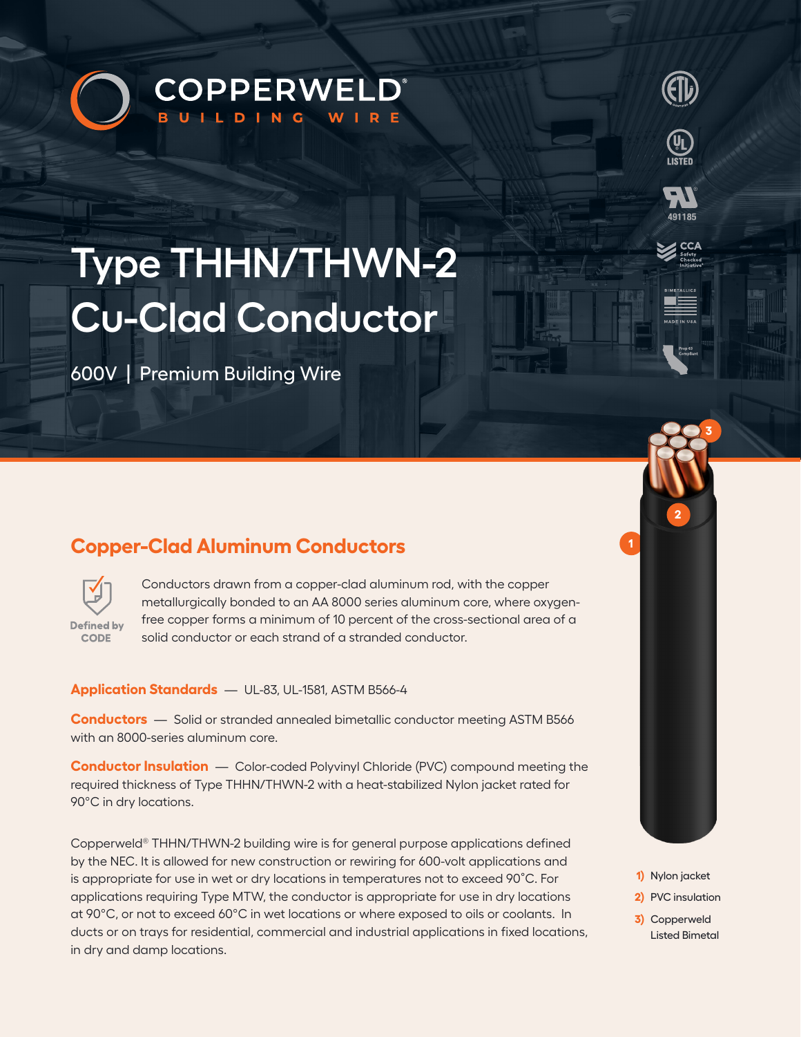COPPERWELD®

BUILDING WIRE

# Type THHN/THWN-2 Cu-Clad Conductor

600V | Premium Building Wire

## Copper-Clad Aluminum Conductors

Defined by CODE

Conductors drawn from a copper-clad aluminum rod, with the copper metallurgically bonded to an AA 8000 series aluminum core, where oxygen-free copper forms a minimum of 10 percent of the cross-sectional area of a solid conductor or each strand of a stranded conductor.

**Application Standards** — UL-83, UL-1581, ASTM B566-4

**Conductors** — Solid or stranded annealed bimetallic conductor meeting ASTM B566 with an 8000-series aluminum core.

**Conductor Insulation** — Color-coded Polyvinyl Chloride (PVC) compound meeting the required thickness of Type THHN/THWN-2 with a heat-stabilized Nylon jacket rated for 90°C in dry locations.

Copperweld® THHN/THWN-2 building wire is for general purpose applications defined by the NEC. It is allowed for new construction or rewiring for 600-volt applications and is appropriate for use in wet or dry locations in temperatures not to exceed 90°C. For applications requiring Type MTW, the conductor is appropriate for use in dry locations at 90°C, or not to exceed 60°C in wet locations or where exposed to oils or coolants. In ducts or on trays for residential, commercial and industrial applications in fixed locations, in dry and damp locations.

1) Nylon jacket
2) PVC insulation
3) Copperweld Listed Bimetal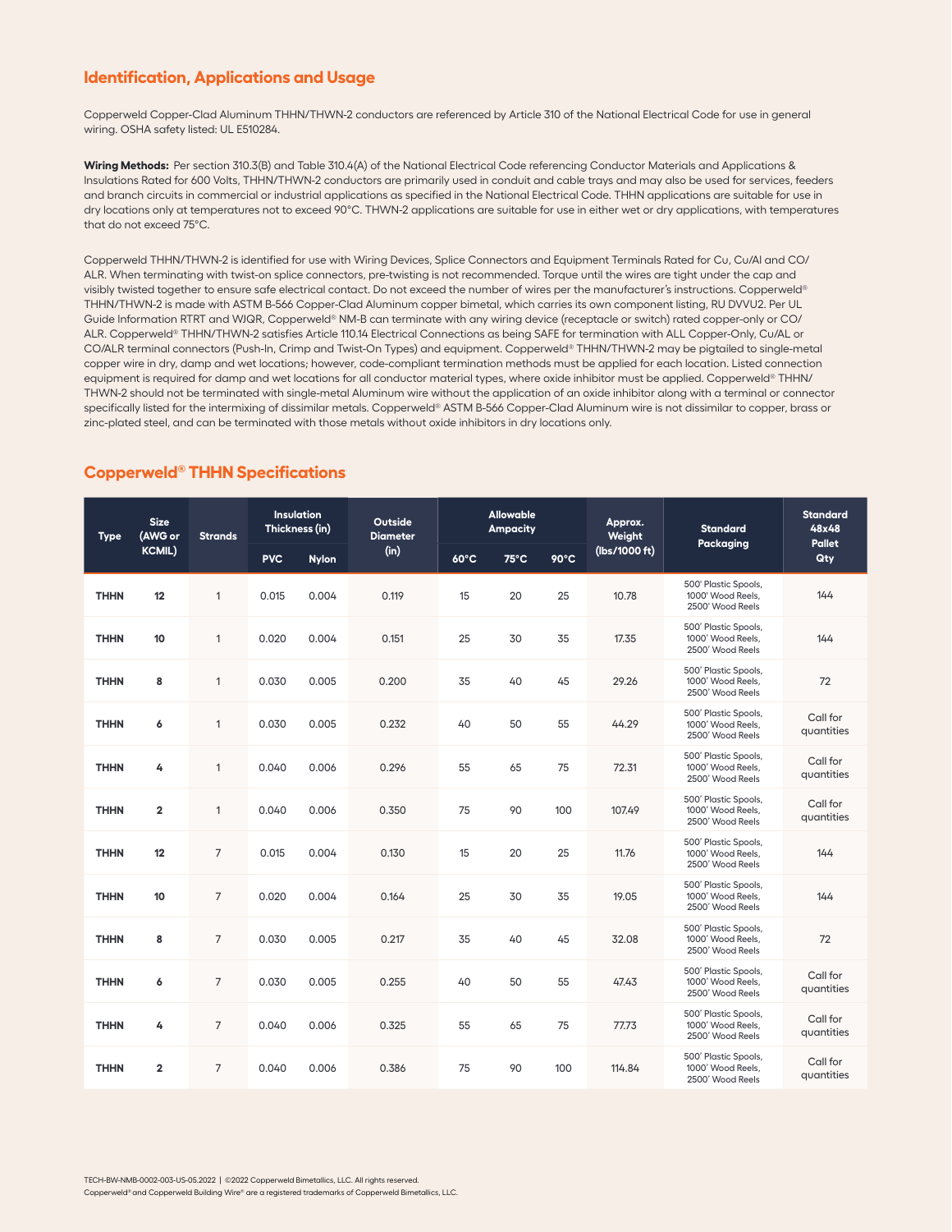## Identification, Applications and Usage

Copperweld Copper-Clad Aluminum THHN/THWN-2 conductors are referenced by Article 310 of the National Electrical Code for use in general wiring. OSHA safety listed: UL E510284.

**Wiring Methods:** Per section 310.3(B) and Table 310.4(A) of the National Electrical Code referencing Conductor Materials and Applications & Insulations Rated for 600 Volts, THHN/THWN-2 conductors are primarily used in conduit and cable trays and may also be used for services, feeders and branch circuits in commercial or industrial applications as specified in the National Electrical Code. THHN applications are suitable for use in dry locations only at temperatures not to exceed 90°C. THWN-2 applications are suitable for use in either wet or dry applications, with temperatures that do not exceed 75°C.

Copperweld THHN/THWN-2 is identified for use with Wiring Devices, Splice Connectors and Equipment Terminals Rated for Cu, Cu/Al and CO/ALR. When terminating with twist-on splice connectors, pre-twisting is not recommended. Torque until the wires are tight under the cap and visibly twisted together to ensure safe electrical contact. Do not exceed the number of wires per the manufacturer's instructions. Copperweld® THHN/THWN-2 is made with ASTM B-566 Copper-Clad Aluminum copper bimetal, which carries its own component listing, RU DVVU2. Per UL Guide Information RTRT and WIQR, Copperweld® NM-B can terminate with any wiring device (receptacle or switch) rated copper-only or CO/ALR. Copperweld® THHN/THWN-2 satisfies Article 110.14 Electrical Connections as being SAFE for termination with ALL Copper-Only, Cu/AL or CO/ALR terminal connectors (Push-In, Crimp and Twist-On Types) and equipment. Copperweld® THHN/THWN-2 may be pigtailed to single-metal copper wire in dry, damp and wet locations; however, code-compliant termination methods must be applied for each location. Listed connection equipment is required for damp and wet locations for all conductor material types, where oxide inhibitor must be applied. Copperweld® THHN/THWN-2 should not be terminated with single-metal Aluminum wire without the application of an oxide inhibitor along with a terminal or connector specifically listed for the intermixing of dissimilar metals. Copperweld® ASTM B-566 Copper-Clad Aluminum wire is not dissimilar to copper, brass or zinc-plated steel, and can be terminated with those metals without oxide inhibitors in dry locations only.

## Copperweld® THHN Specifications

| Type | Size (AWG or KCMIL) | Strands | Insulation Thickness (in) | | Outside Diameter (in) | Allowable Ampacity | | | Approx. Weight (lbs/1000 ft) | Standard Packaging | Standard 48x48 Pallet Qty |
|---|---|---|---|---|---|---|---|---|---|---|---|
| | | | PVC | Nylon | | 60°C | 75°C | 90°C | | | |
| THHN | 12 | 1 | 0.015 | 0.004 | 0.119 | 15 | 20 | 25 | 10.78 | 500' Plastic Spools, 1000' Wood Reels, 2500' Wood Reels | 144 |
| THHN | 10 | 1 | 0.020 | 0.004 | 0.151 | 25 | 30 | 35 | 17.35 | 500' Plastic Spools, 1000' Wood Reels, 2500' Wood Reels | 144 |
| THHN | 8 | 1 | 0.030 | 0.005 | 0.200 | 35 | 40 | 45 | 29.26 | 500' Plastic Spools, 1000' Wood Reels, 2500' Wood Reels | 72 |
| THHN | 6 | 1 | 0.030 | 0.005 | 0.232 | 40 | 50 | 55 | 44.29 | 500' Plastic Spools, 1000' Wood Reels, 2500' Wood Reels | Call for quantities |
| THHN | 4 | 1 | 0.040 | 0.006 | 0.296 | 55 | 65 | 75 | 72.31 | 500' Plastic Spools, 1000' Wood Reels, 2500' Wood Reels | Call for quantities |
| THHN | 2 | 1 | 0.040 | 0.006 | 0.350 | 75 | 90 | 100 | 107.49 | 500' Plastic Spools, 1000' Wood Reels, 2500' Wood Reels | Call for quantities |
| THHN | 12 | 7 | 0.015 | 0.004 | 0.130 | 15 | 20 | 25 | 11.76 | 500' Plastic Spools, 1000' Wood Reels, 2500' Wood Reels | 144 |
| THHN | 10 | 7 | 0.020 | 0.004 | 0.164 | 25 | 30 | 35 | 19.05 | 500' Plastic Spools, 1000' Wood Reels, 2500' Wood Reels | 144 |
| THHN | 8 | 7 | 0.030 | 0.005 | 0.217 | 35 | 40 | 45 | 32.08 | 500' Plastic Spools, 1000' Wood Reels, 2500' Wood Reels | 72 |
| THHN | 6 | 7 | 0.030 | 0.005 | 0.255 | 40 | 50 | 55 | 47.43 | 500' Plastic Spools, 1000' Wood Reels, 2500' Wood Reels | Call for quantities |
| THHN | 4 | 7 | 0.040 | 0.006 | 0.325 | 55 | 65 | 75 | 77.73 | 500' Plastic Spools, 1000' Wood Reels, 2500' Wood Reels | Call for quantities |
| THHN | 2 | 7 | 0.040 | 0.006 | 0.386 | 75 | 90 | 100 | 114.84 | 500' Plastic Spools, 1000' Wood Reels, 2500' Wood Reels | Call for quantities |

TECH-BW-NMB-0002-003-US-05.2022 | ©2022 Copperweld Bimetallics, LLC. All rights reserved.
Copperweld® and Copperweld Building Wire® are a registered trademarks of Copperweld Bimetallics, LLC.